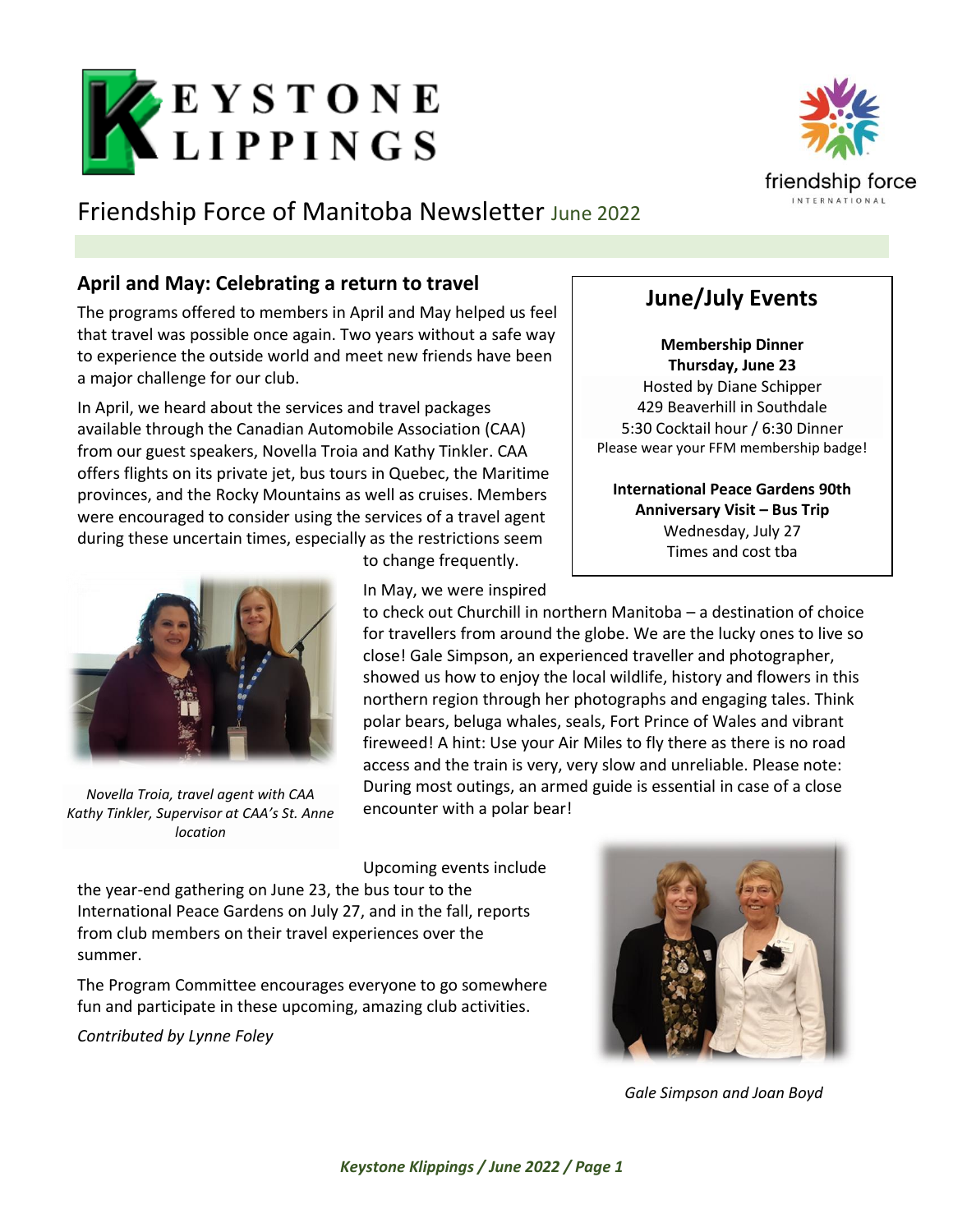# KEYSTONE KLIPPINGS

friendship force INTERNATIONAL

## Friendship Force of Manitoba Newsletter June 2022

### April and May: Celebrating a return to travel

The programs offered to members in April and May helped us feel that travel was possible once again. Two years without a safe way to experience the outside world and meet new friends have been a major challenge for our club.

In April, we heard about the services and travel packages available through the Canadian Automobile Association (CAA) from our guest speakers, Novella Troia and Kathy Tinkler. CAA offers flights on its private jet, bus tours in Quebec, the Maritime provinces, and the Rocky Mountains as well as cruises. Members were encouraged to consider using the services of a travel agent during these uncertain times, especially as the restrictions seem to change frequently.

*Novella Troia, travel agent with CAA*
*Kathy Tinkler, Supervisor at CAA's St. Anne location*

In May, we were inspired to check out Churchill in northern Manitoba – a destination of choice for travellers from around the globe. We are the lucky ones to live so close! Gale Simpson, an experienced traveller and photographer, showed us how to enjoy the local wildlife, history and flowers in this northern region through her photographs and engaging tales. Think polar bears, beluga whales, seals, Fort Prince of Wales and vibrant fireweed! A hint: Use your Air Miles to fly there as there is no road access and the train is very, very slow and unreliable. Please note: During most outings, an armed guide is essential in case of a close encounter with a polar bear!

Upcoming events include the year-end gathering on June 23, the bus tour to the International Peace Gardens on July 27, and in the fall, reports from club members on their travel experiences over the summer.

The Program Committee encourages everyone to go somewhere fun and participate in these upcoming, amazing club activities.

*Contributed by Lynne Foley*

*Gale Simpson and Joan Boyd*

### June/July Events

**Membership Dinner**
**Thursday, June 23**
Hosted by Diane Schipper
429 Beaverhill in Southdale
5:30 Cocktail hour / 6:30 Dinner
Please wear your FFM membership badge!

**International Peace Gardens 90th Anniversary Visit – Bus Trip**
Wednesday, July 27
Times and cost tba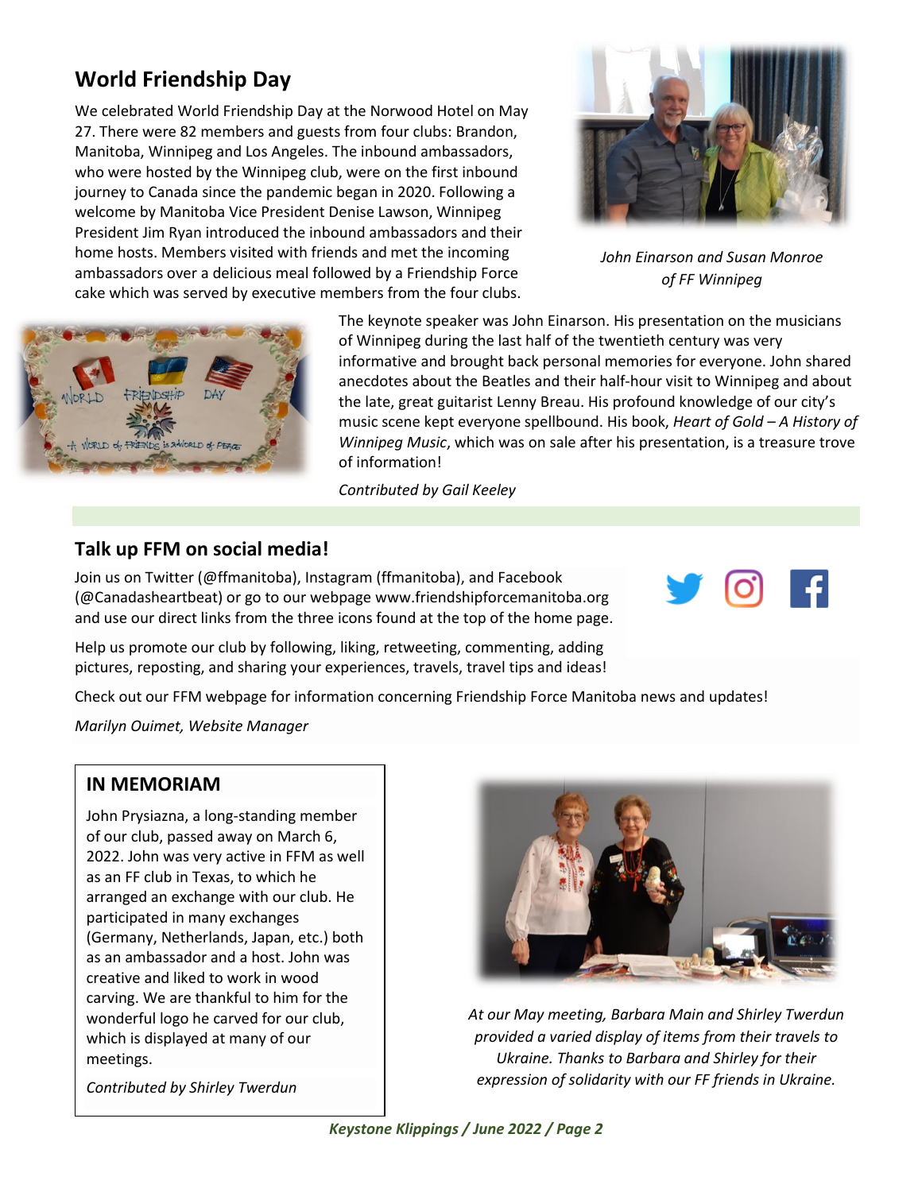## World Friendship Day

We celebrated World Friendship Day at the Norwood Hotel on May 27. There were 82 members and guests from four clubs: Brandon, Manitoba, Winnipeg and Los Angeles. The inbound ambassadors, who were hosted by the Winnipeg club, were on the first inbound journey to Canada since the pandemic began in 2020. Following a welcome by Manitoba Vice President Denise Lawson, Winnipeg President Jim Ryan introduced the inbound ambassadors and their home hosts. Members visited with friends and met the incoming ambassadors over a delicious meal followed by a Friendship Force cake which was served by executive members from the four clubs.

*John Einarson and Susan Monroe of FF Winnipeg*

The keynote speaker was John Einarson. His presentation on the musicians of Winnipeg during the last half of the twentieth century was very informative and brought back personal memories for everyone. John shared anecdotes about the Beatles and their half-hour visit to Winnipeg and about the late, great guitarist Lenny Breau. His profound knowledge of our city's music scene kept everyone spellbound. His book, *Heart of Gold – A History of Winnipeg Music*, which was on sale after his presentation, is a treasure trove of information!

*Contributed by Gail Keeley*

## Talk up FFM on social media!

Join us on Twitter (@ffmanitoba), Instagram (ffmanitoba), and Facebook (@Canadasheartbeat) or go to our webpage www.friendshipforcemanitoba.org and use our direct links from the three icons found at the top of the home page.

Help us promote our club by following, liking, retweeting, commenting, adding pictures, reposting, and sharing your experiences, travels, travel tips and ideas!

Check out our FFM webpage for information concerning Friendship Force Manitoba news and updates!

*Marilyn Ouimet, Website Manager*

## IN MEMORIAM

John Prysiazna, a long-standing member of our club, passed away on March 6, 2022. John was very active in FFM as well as an FF club in Texas, to which he arranged an exchange with our club. He participated in many exchanges (Germany, Netherlands, Japan, etc.) both as an ambassador and a host. John was creative and liked to work in wood carving. We are thankful to him for the wonderful logo he carved for our club, which is displayed at many of our meetings.

*Contributed by Shirley Twerdun*

*At our May meeting, Barbara Main and Shirley Twerdun provided a varied display of items from their travels to Ukraine. Thanks to Barbara and Shirley for their expression of solidarity with our FF friends in Ukraine.*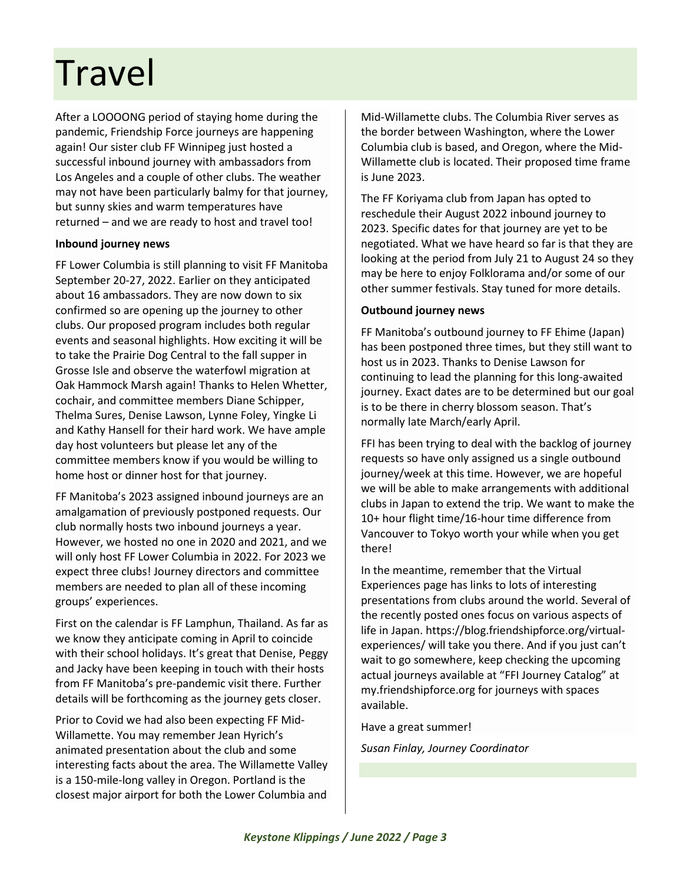# Travel

After a LOOOONG period of staying home during the pandemic, Friendship Force journeys are happening again! Our sister club FF Winnipeg just hosted a successful inbound journey with ambassadors from Los Angeles and a couple of other clubs. The weather may not have been particularly balmy for that journey, but sunny skies and warm temperatures have returned – and we are ready to host and travel too!

**Inbound journey news**

FF Lower Columbia is still planning to visit FF Manitoba September 20-27, 2022. Earlier on they anticipated about 16 ambassadors. They are now down to six confirmed so are opening up the journey to other clubs. Our proposed program includes both regular events and seasonal highlights. How exciting it will be to take the Prairie Dog Central to the fall supper in Grosse Isle and observe the waterfowl migration at Oak Hammock Marsh again! Thanks to Helen Whetter, cochair, and committee members Diane Schipper, Thelma Sures, Denise Lawson, Lynne Foley, Yingke Li and Kathy Hansell for their hard work. We have ample day host volunteers but please let any of the committee members know if you would be willing to home host or dinner host for that journey.

FF Manitoba's 2023 assigned inbound journeys are an amalgamation of previously postponed requests. Our club normally hosts two inbound journeys a year. However, we hosted no one in 2020 and 2021, and we will only host FF Lower Columbia in 2022. For 2023 we expect three clubs! Journey directors and committee members are needed to plan all of these incoming groups' experiences.

First on the calendar is FF Lamphun, Thailand. As far as we know they anticipate coming in April to coincide with their school holidays. It's great that Denise, Peggy and Jacky have been keeping in touch with their hosts from FF Manitoba's pre-pandemic visit there. Further details will be forthcoming as the journey gets closer.

Prior to Covid we had also been expecting FF Mid-Willamette. You may remember Jean Hyrich's animated presentation about the club and some interesting facts about the area. The Willamette Valley is a 150-mile-long valley in Oregon. Portland is the closest major airport for both the Lower Columbia and Mid-Willamette clubs. The Columbia River serves as the border between Washington, where the Lower Columbia club is based, and Oregon, where the Mid-Willamette club is located. Their proposed time frame is June 2023.

The FF Koriyama club from Japan has opted to reschedule their August 2022 inbound journey to 2023. Specific dates for that journey are yet to be negotiated. What we have heard so far is that they are looking at the period from July 21 to August 24 so they may be here to enjoy Folklorama and/or some of our other summer festivals. Stay tuned for more details.

**Outbound journey news**

FF Manitoba's outbound journey to FF Ehime (Japan) has been postponed three times, but they still want to host us in 2023. Thanks to Denise Lawson for continuing to lead the planning for this long-awaited journey. Exact dates are to be determined but our goal is to be there in cherry blossom season. That's normally late March/early April.

FFI has been trying to deal with the backlog of journey requests so have only assigned us a single outbound journey/week at this time. However, we are hopeful we will be able to make arrangements with additional clubs in Japan to extend the trip. We want to make the 10+ hour flight time/16-hour time difference from Vancouver to Tokyo worth your while when you get there!

In the meantime, remember that the Virtual Experiences page has links to lots of interesting presentations from clubs around the world. Several of the recently posted ones focus on various aspects of life in Japan. https://blog.friendshipforce.org/virtual-experiences/ will take you there. And if you just can't wait to go somewhere, keep checking the upcoming actual journeys available at "FFI Journey Catalog" at my.friendshipforce.org for journeys with spaces available.

Have a great summer!

*Susan Finlay, Journey Coordinator*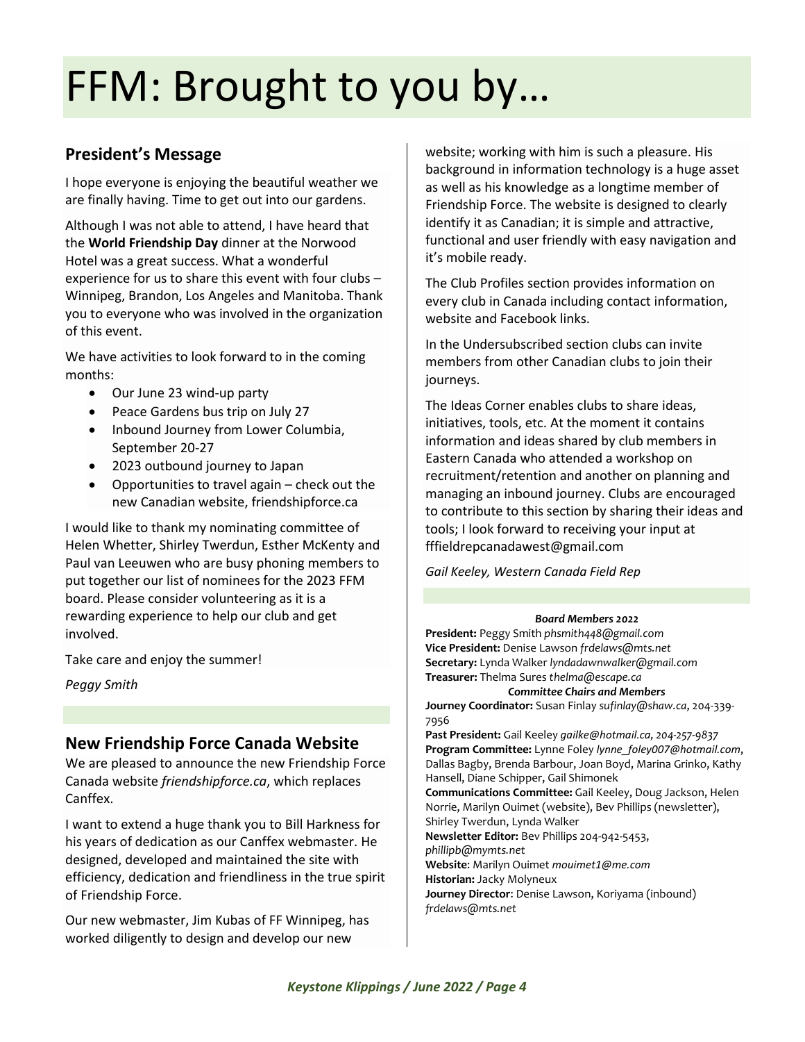# FFM: Brought to you by…

## President's Message

I hope everyone is enjoying the beautiful weather we are finally having. Time to get out into our gardens.

Although I was not able to attend, I have heard that the **World Friendship Day** dinner at the Norwood Hotel was a great success. What a wonderful experience for us to share this event with four clubs – Winnipeg, Brandon, Los Angeles and Manitoba. Thank you to everyone who was involved in the organization of this event.

We have activities to look forward to in the coming months:

- Our June 23 wind-up party
- Peace Gardens bus trip on July 27
- Inbound Journey from Lower Columbia, September 20-27
- 2023 outbound journey to Japan
- Opportunities to travel again – check out the new Canadian website, friendshipforce.ca

I would like to thank my nominating committee of Helen Whetter, Shirley Twerdun, Esther McKenty and Paul van Leeuwen who are busy phoning members to put together our list of nominees for the 2023 FFM board. Please consider volunteering as it is a rewarding experience to help our club and get involved.

Take care and enjoy the summer!

*Peggy Smith*

## New Friendship Force Canada Website

We are pleased to announce the new Friendship Force Canada website *friendshipforce.ca*, which replaces Canffex.

I want to extend a huge thank you to Bill Harkness for his years of dedication as our Canffex webmaster. He designed, developed and maintained the site with efficiency, dedication and friendliness in the true spirit of Friendship Force.

Our new webmaster, Jim Kubas of FF Winnipeg, has worked diligently to design and develop our new website; working with him is such a pleasure. His background in information technology is a huge asset as well as his knowledge as a longtime member of Friendship Force. The website is designed to clearly identify it as Canadian; it is simple and attractive, functional and user friendly with easy navigation and it's mobile ready.

The Club Profiles section provides information on every club in Canada including contact information, website and Facebook links.

In the Undersubscribed section clubs can invite members from other Canadian clubs to join their journeys.

The Ideas Corner enables clubs to share ideas, initiatives, tools, etc. At the moment it contains information and ideas shared by club members in Eastern Canada who attended a workshop on recruitment/retention and another on planning and managing an inbound journey. Clubs are encouraged to contribute to this section by sharing their ideas and tools; I look forward to receiving your input at fffieldrepcanadawest@gmail.com

*Gail Keeley, Western Canada Field Rep*

***Board Members 2022***

**President:** Peggy Smith *phsmith448@gmail.com*
**Vice President:** Denise Lawson *frdelaws@mts.net*
**Secretary:** Lynda Walker *lyndadawnwalker@gmail.com*
**Treasurer:** Thelma Sures *thelma@escape.ca*

***Committee Chairs and Members***

**Journey Coordinator:** Susan Finlay *sufinlay@shaw.ca*, 204-339-7956
**Past President:** Gail Keeley *gailke@hotmail.ca, 204-257-9837*
**Program Committee:** Lynne Foley *lynne_foley007@hotmail.com*, Dallas Bagby, Brenda Barbour, Joan Boyd, Marina Grinko, Kathy Hansell, Diane Schipper, Gail Shimonek
**Communications Committee:** Gail Keeley, Doug Jackson, Helen Norrie, Marilyn Ouimet (website), Bev Phillips (newsletter), Shirley Twerdun, Lynda Walker
**Newsletter Editor:** Bev Phillips 204-942-5453, *phillipb@mymts.net*
**Website**: Marilyn Ouimet *mouimet1@me.com*
**Historian:** Jacky Molyneux
**Journey Director**: Denise Lawson, Koriyama (inbound) *frdelaws@mts.net*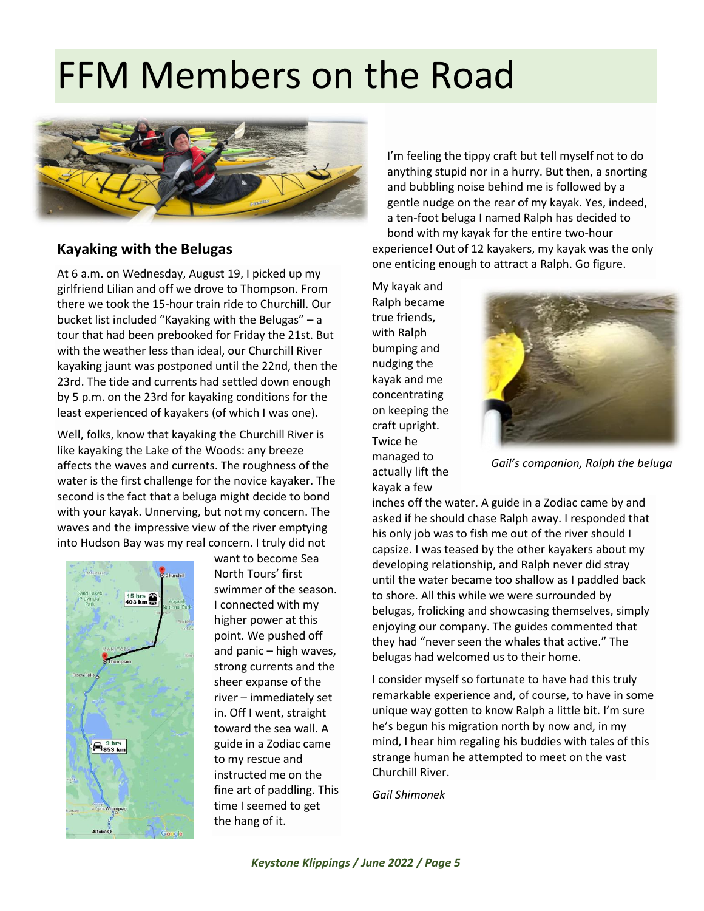# FFM Members on the Road

## Kayaking with the Belugas

At 6 a.m. on Wednesday, August 19, I picked up my girlfriend Lilian and off we drove to Thompson. From there we took the 15-hour train ride to Churchill. Our bucket list included "Kayaking with the Belugas" – a tour that had been prebooked for Friday the 21st. But with the weather less than ideal, our Churchill River kayaking jaunt was postponed until the 22nd, then the 23rd. The tide and currents had settled down enough by 5 p.m. on the 23rd for kayaking conditions for the least experienced of kayakers (of which I was one).

Well, folks, know that kayaking the Churchill River is like kayaking the Lake of the Woods: any breeze affects the waves and currents. The roughness of the water is the first challenge for the novice kayaker. The second is the fact that a beluga might decide to bond with your kayak. Unnerving, but not my concern. The waves and the impressive view of the river emptying into Hudson Bay was my real concern. I truly did not want to become Sea North Tours' first swimmer of the season. I connected with my higher power at this point. We pushed off and panic – high waves, strong currents and the sheer expanse of the river – immediately set in. Off I went, straight toward the sea wall. A guide in a Zodiac came to my rescue and instructed me on the fine art of paddling. This time I seemed to get the hang of it.

I'm feeling the tippy craft but tell myself not to do anything stupid nor in a hurry. But then, a snorting and bubbling noise behind me is followed by a gentle nudge on the rear of my kayak. Yes, indeed, a ten-foot beluga I named Ralph has decided to bond with my kayak for the entire two-hour experience! Out of 12 kayakers, my kayak was the only one enticing enough to attract a Ralph. Go figure.

My kayak and Ralph became true friends, with Ralph bumping and nudging the kayak and me concentrating on keeping the craft upright. Twice he managed to actually lift the kayak a few inches off the water. A guide in a Zodiac came by and asked if he should chase Ralph away. I responded that his only job was to fish me out of the river should I capsize. I was teased by the other kayakers about my developing relationship, and Ralph never did stray until the water became too shallow as I paddled back to shore. All this while we were surrounded by belugas, frolicking and showcasing themselves, simply enjoying our company. The guides commented that they had "never seen the whales that active." The belugas had welcomed us to their home.

*Gail's companion, Ralph the beluga*

I consider myself so fortunate to have had this truly remarkable experience and, of course, to have in some unique way gotten to know Ralph a little bit. I'm sure he's begun his migration north by now and, in my mind, I hear him regaling his buddies with tales of this strange human he attempted to meet on the vast Churchill River.

*Gail Shimonek*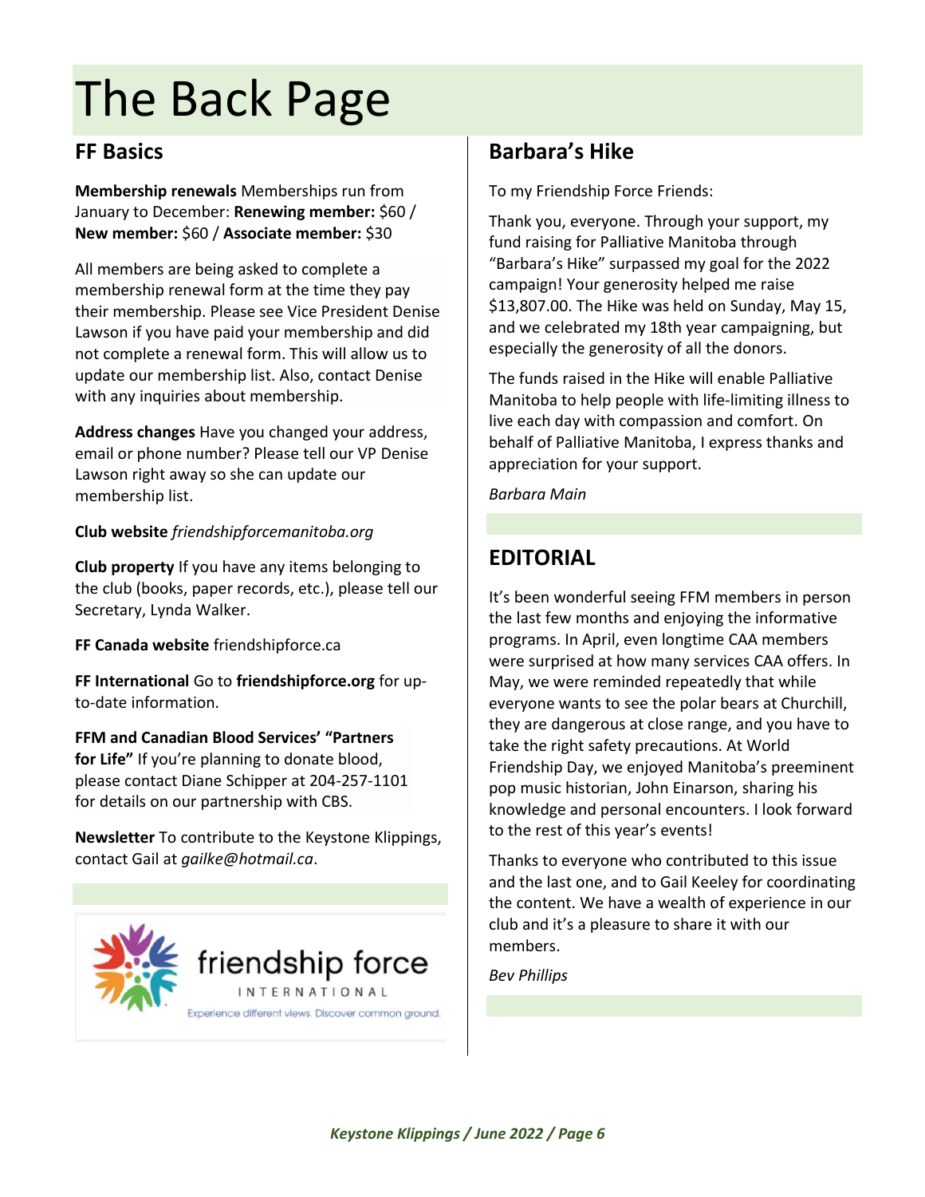# The Back Page

## FF Basics

**Membership renewals** Memberships run from January to December: **Renewing member:** $60 / **New member:** $60 / **Associate member:** $30

All members are being asked to complete a membership renewal form at the time they pay their membership. Please see Vice President Denise Lawson if you have paid your membership and did not complete a renewal form. This will allow us to update our membership list. Also, contact Denise with any inquiries about membership.

**Address changes** Have you changed your address, email or phone number? Please tell our VP Denise Lawson right away so she can update our membership list.

**Club website** *friendshipforcemanitoba.org*

**Club property** If you have any items belonging to the club (books, paper records, etc.), please tell our Secretary, Lynda Walker.

**FF Canada website** friendshipforce.ca

**FF International** Go to **friendshipforce.org** for up-to-date information.

**FFM and Canadian Blood Services' "Partners for Life"** If you're planning to donate blood, please contact Diane Schipper at 204-257-1101 for details on our partnership with CBS.

**Newsletter** To contribute to the Keystone Klippings, contact Gail at *gailke@hotmail.ca*.

friendship force INTERNATIONAL

Experience different views. Discover common ground.

## Barbara's Hike

To my Friendship Force Friends:

Thank you, everyone. Through your support, my fund raising for Palliative Manitoba through "Barbara's Hike" surpassed my goal for the 2022 campaign! Your generosity helped me raise $13,807.00. The Hike was held on Sunday, May 15, and we celebrated my 18th year campaigning, but especially the generosity of all the donors.

The funds raised in the Hike will enable Palliative Manitoba to help people with life-limiting illness to live each day with compassion and comfort. On behalf of Palliative Manitoba, I express thanks and appreciation for your support.

*Barbara Main*

## EDITORIAL

It's been wonderful seeing FFM members in person the last few months and enjoying the informative programs. In April, even longtime CAA members were surprised at how many services CAA offers. In May, we were reminded repeatedly that while everyone wants to see the polar bears at Churchill, they are dangerous at close range, and you have to take the right safety precautions. At World Friendship Day, we enjoyed Manitoba's preeminent pop music historian, John Einarson, sharing his knowledge and personal encounters. I look forward to the rest of this year's events!

Thanks to everyone who contributed to this issue and the last one, and to Gail Keeley for coordinating the content. We have a wealth of experience in our club and it's a pleasure to share it with our members.

*Bev Phillips*